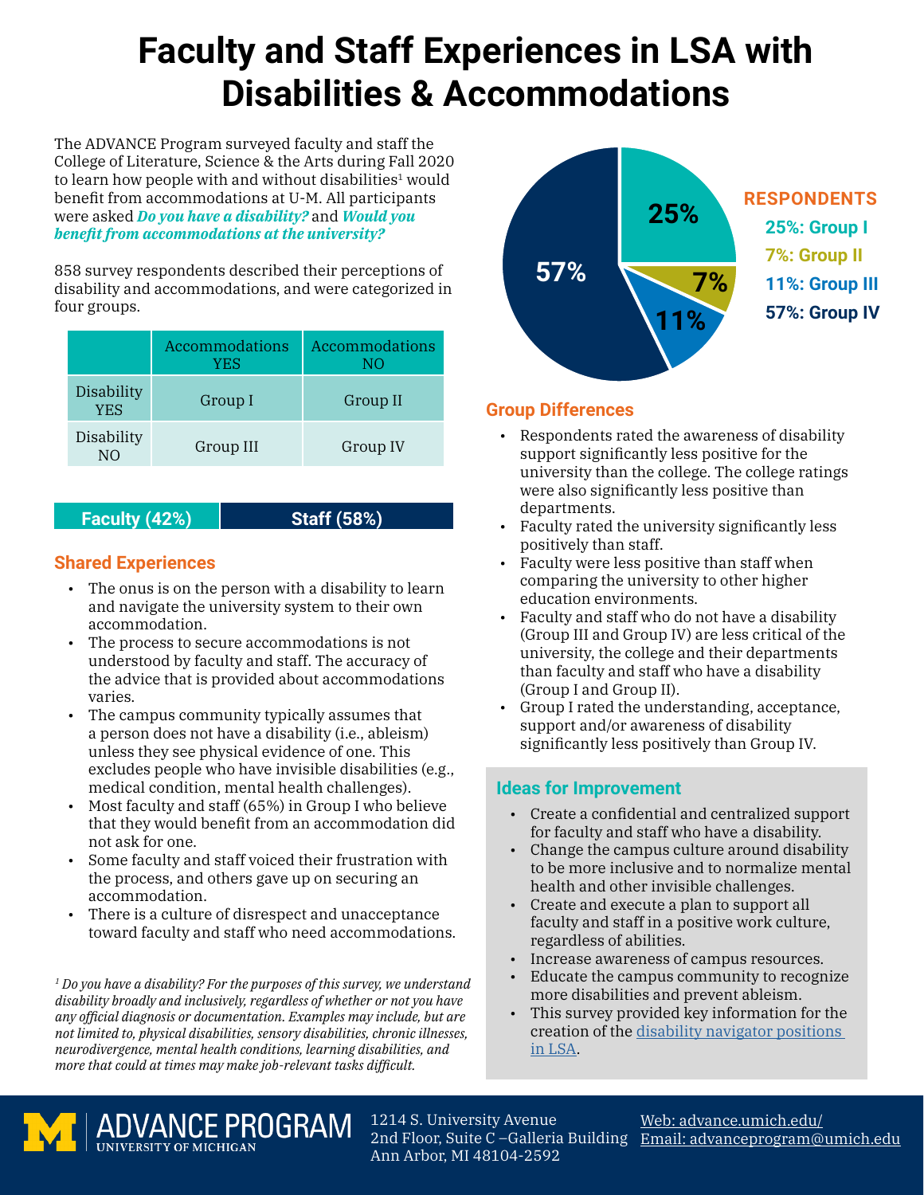# Faculty and Staff Experiences in LSA with Disabilities & Accommodations

The ADVANCE Program surveyed faculty and staff the College of Literature, Science & the Arts during Fall 2020 to learn how people with and without disabilities[1] would benefit from accommodations at U-M. All participants were asked ***Do you have a disability?*** and ***Would you benefit from accommodations at the university?***

858 survey respondents described their perceptions of disability and accommodations, and were categorized in four groups.

| | Accommodations YES | Accommodations NO |
|---|---|---|
| Disability YES | Group I | Group II |
| Disability NO | Group III | Group IV |

**Faculty (42%)** | **Staff (58%)**

**RESPONDENTS**

- 25%: Group I
- 7%: Group II
- 11%: Group III
- 57%: Group IV

## Shared Experiences

- The onus is on the person with a disability to learn and navigate the university system to their own accommodation.
- The process to secure accommodations is not understood by faculty and staff. The accuracy of the advice that is provided about accommodations varies.
- The campus community typically assumes that a person does not have a disability (i.e., ableism) unless they see physical evidence of one. This excludes people who have invisible disabilities (e.g., medical condition, mental health challenges).
- Most faculty and staff (65%) in Group I who believe that they would benefit from an accommodation did not ask for one.
- Some faculty and staff voiced their frustration with the process, and others gave up on securing an accommodation.
- There is a culture of disrespect and unacceptance toward faculty and staff who need accommodations.

## Group Differences

- Respondents rated the awareness of disability support significantly less positive for the university than the college. The college ratings were also significantly less positive than departments.
- Faculty rated the university significantly less positively than staff.
- Faculty were less positive than staff when comparing the university to other higher education environments.
- Faculty and staff who do not have a disability (Group III and Group IV) are less critical of the university, the college and their departments than faculty and staff who have a disability (Group I and Group II).
- Group I rated the understanding, acceptance, support and/or awareness of disability significantly less positively than Group IV.

## Ideas for Improvement

- Create a confidential and centralized support for faculty and staff who have a disability.
- Change the campus culture around disability to be more inclusive and to normalize mental health and other invisible challenges.
- Create and execute a plan to support all faculty and staff in a positive work culture, regardless of abilities.
- Increase awareness of campus resources.
- Educate the campus community to recognize more disabilities and prevent ableism.
- This survey provided key information for the creation of the disability navigator positions in LSA.

*[1] Do you have a disability? For the purposes of this survey, we understand disability broadly and inclusively, regardless of whether or not you have any official diagnosis or documentation. Examples may include, but are not limited to, physical disabilities, sensory disabilities, chronic illnesses, neurodivergence, mental health conditions, learning disabilities, and more that could at times may make job-relevant tasks difficult.*

ADVANCE PROGRAM
UNIVERSITY OF MICHIGAN

1214 S. University Avenue
2nd Floor, Suite C –Galleria Building
Ann Arbor, MI 48104-2592

Web: advance.umich.edu/
Email: advanceprogram@umich.edu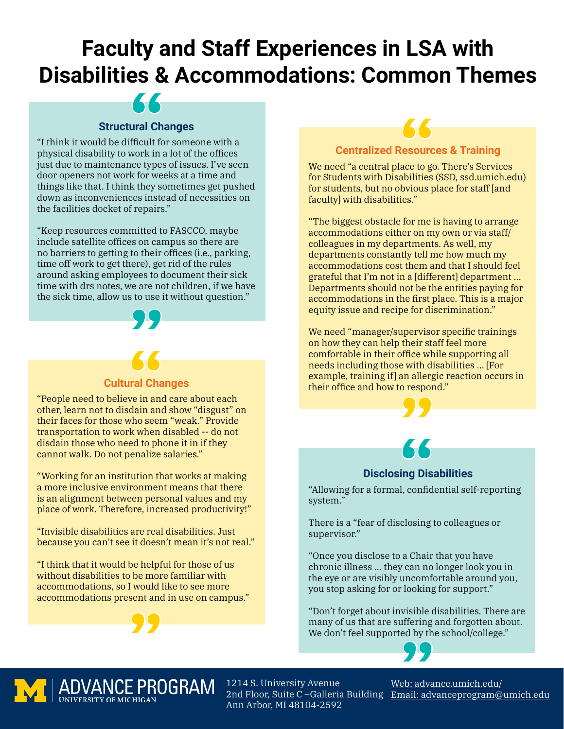# Faculty and Staff Experiences in LSA with Disabilities & Accommodations: Common Themes

## Structural Changes

"I think it would be difficult for someone with a physical disability to work in a lot of the offices just due to maintenance types of issues. I've seen door openers not work for weeks at a time and things like that. I think they sometimes get pushed down as inconveniences instead of necessities on the facilities docket of repairs."

"Keep resources committed to FASCCO, maybe include satellite offices on campus so there are no barriers to getting to their offices (i.e., parking, time off work to get there), get rid of the rules around asking employees to document their sick time with drs notes, we are not children, if we have the sick time, allow us to use it without question."

## Cultural Changes

"People need to believe in and care about each other, learn not to disdain and show "disgust" on their faces for those who seem "weak." Provide transportation to work when disabled -- do not disdain those who need to phone it in if they cannot walk. Do not penalize salaries."

"Working for an institution that works at making a more inclusive environment means that there is an alignment between personal values and my place of work. Therefore, increased productivity!"

"Invisible disabilities are real disabilities. Just because you can't see it doesn't mean it's not real."

"I think that it would be helpful for those of us without disabilities to be more familiar with accommodations, so I would like to see more accommodations present and in use on campus."

## Centralized Resources & Training

We need "a central place to go. There's Services for Students with Disabilities (SSD, ssd.umich.edu) for students, but no obvious place for staff [and faculty] with disabilities."

"The biggest obstacle for me is having to arrange accommodations either on my own or via staff/colleagues in my departments. As well, my departments constantly tell me how much my accommodations cost them and that I should feel grateful that I'm not in a [different] department ... Departments should not be the entities paying for accommodations in the first place. This is a major equity issue and recipe for discrimination."

We need "manager/supervisor specific trainings on how they can help their staff feel more comfortable in their office while supporting all needs including those with disabilities ... [For example, training if] an allergic reaction occurs in their office and how to respond."

## Disclosing Disabilities

"Allowing for a formal, confidential self-reporting system."

There is a "fear of disclosing to colleagues or supervisor."

"Once you disclose to a Chair that you have chronic illness ... they can no longer look you in the eye or are visibly uncomfortable around you, you stop asking for or looking for support."

"Don't forget about invisible disabilities. There are many of us that are suffering and forgotten about. We don't feel supported by the school/college."

ADVANCE PROGRAM
UNIVERSITY OF MICHIGAN

1214 S. University Avenue
2nd Floor, Suite C –Galleria Building
Ann Arbor, MI 48104-2592

Web: advance.umich.edu/
Email: advanceprogram@umich.edu